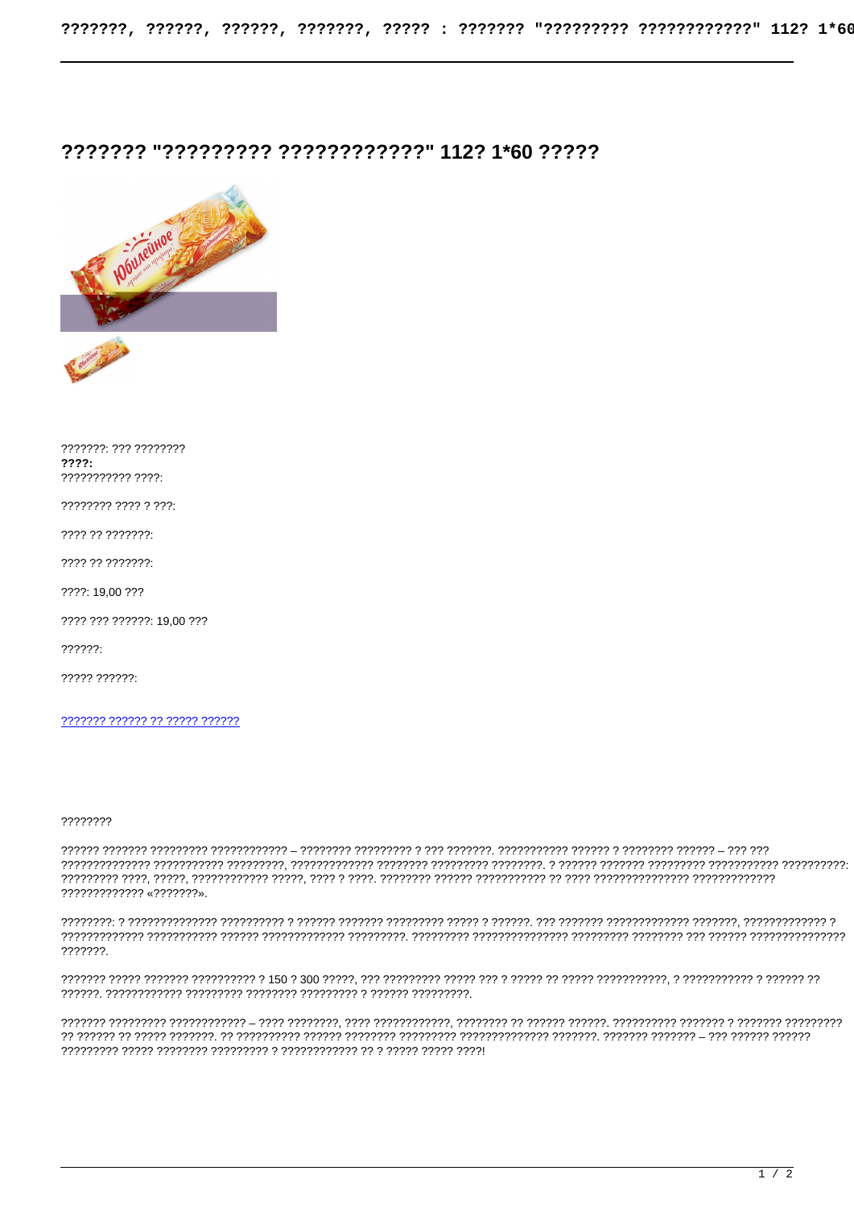# ??????? "????????? ????????????" 112? 1*60 ?????

???????: ??? ????????
**????:**
??????????? ????:

???????? ???? ? ???:

???? ?? ???????:

???? ?? ???????:

????: 19,00 ???

???? ??? ??????: 19,00 ???

??????:

????? ??????:

??????? ?????? ?? ????? ??????

????????

?????? ??????? ????????? ???????????? – ???????? ????????? ? ??? ???????. ??????????? ?????? ? ???????? ?????? – ??? ??? ?????????????? ??????????? ?????????, ????????????? ???????? ????????? ????????. ? ?????? ??????? ????????? ??????????? ??????????: ????????? ????, ?????, ???????????? ?????, ???? ? ????. ???????? ?????? ??????????? ?? ???? ??????????????? ????????????? ????????????? «???????».

????????: ? ?????????????? ?????????? ? ?????? ??????? ????????? ????? ? ??????. ??? ??????? ????????????? ???????, ????????????? ? ????????????? ??????????? ?????? ????????????? ?????????. ????????? ??????????????? ????????? ???????? ??? ?????? ??????????????? ???????.

??????? ????? ??????? ?????????? ? 150 ? 300 ?????, ??? ????????? ????? ??? ? ????? ?? ????? ???????????, ? ??????????? ? ?????? ?? ??????. ???????????? ????????? ???????? ????????? ? ?????? ?????????.

??????? ????????? ???????????? – ???? ????????, ???? ????????????, ???????? ?? ?????? ??????. ?????????? ??????? ? ??????? ????????? ?? ?????? ?? ????? ???????. ?? ?????????? ?????? ???????? ????????? ?????????????? ???????. ??????? ??????? – ??? ?????? ?????? ????????? ????? ???????? ????????? ? ???????????? ?? ? ????? ????? ????!